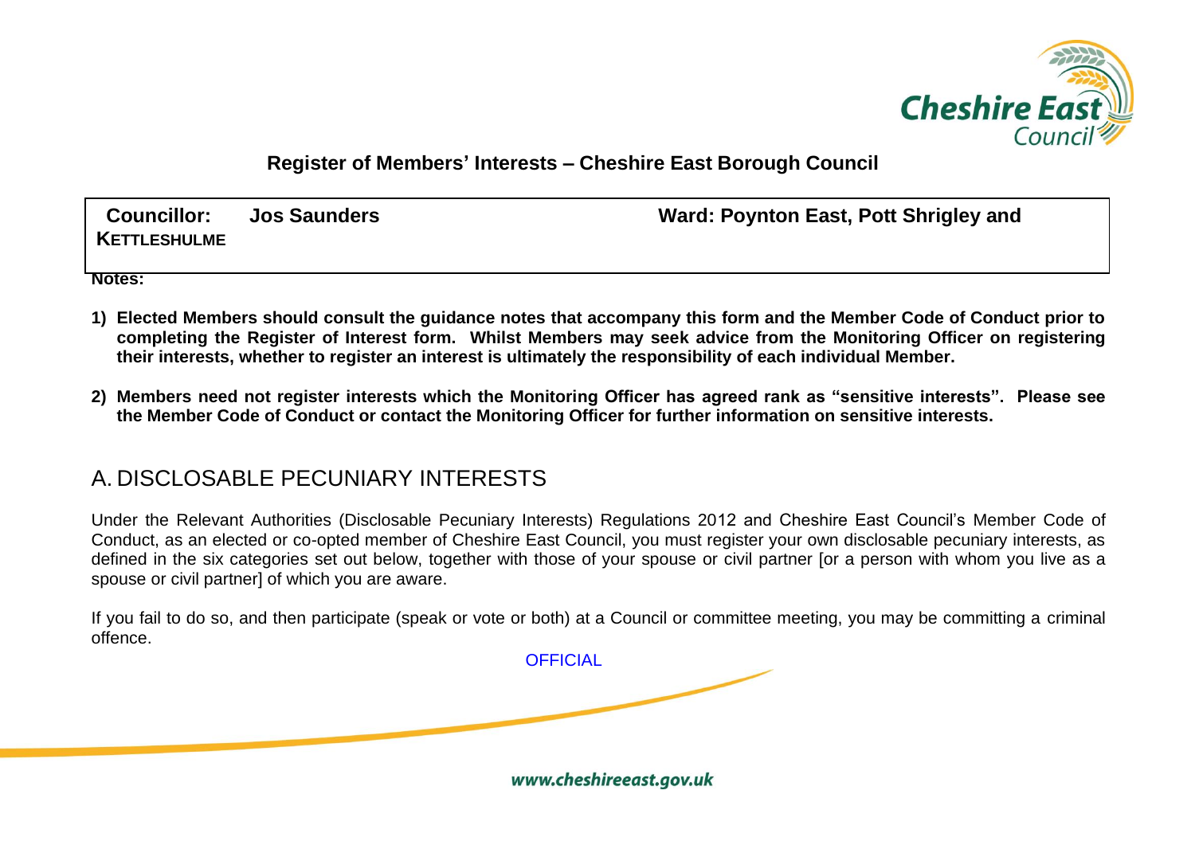**Register of Members' Interests – Cheshire East Borough Council**

**Councillor: Jos Saunders** **Ward: Poynton East, Pott Shrigley and KETTLESHULME**

**Notes:**

1) **Elected Members should consult the guidance notes that accompany this form and the Member Code of Conduct prior to completing the Register of Interest form. Whilst Members may seek advice from the Monitoring Officer on registering their interests, whether to register an interest is ultimately the responsibility of each individual Member.**

2) **Members need not register interests which the Monitoring Officer has agreed rank as "sensitive interests". Please see the Member Code of Conduct or contact the Monitoring Officer for further information on sensitive interests.**

## A. DISCLOSABLE PECUNIARY INTERESTS

Under the Relevant Authorities (Disclosable Pecuniary Interests) Regulations 2012 and Cheshire East Council's Member Code of Conduct, as an elected or co-opted member of Cheshire East Council, you must register your own disclosable pecuniary interests, as defined in the six categories set out below, together with those of your spouse or civil partner [or a person with whom you live as a spouse or civil partner] of which you are aware.

If you fail to do so, and then participate (speak or vote or both) at a Council or committee meeting, you may be committing a criminal offence.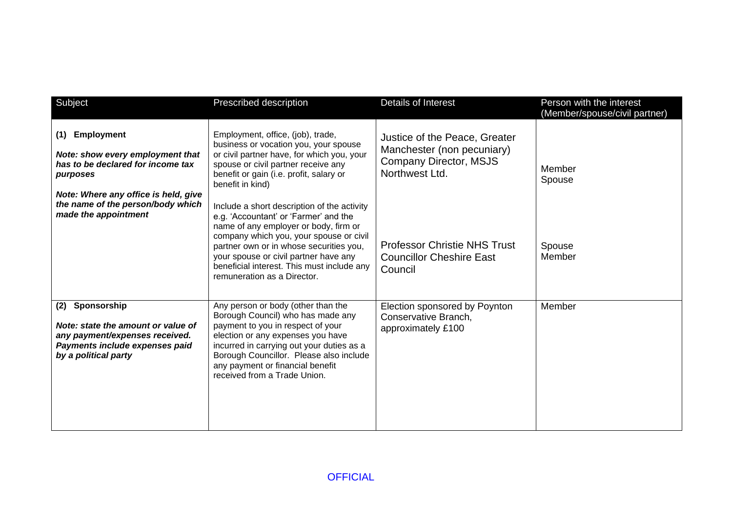| Subject | Prescribed description | Details of Interest | Person with the interest (Member/spouse/civil partner) |
|---|---|---|---|
| **(1) Employment**<br><br>***Note: show every employment that has to be declared for income tax purposes***<br><br>***Note: Where any office is held, give the name of the person/body which made the appointment*** | Employment, office, (job), trade, business or vocation you, your spouse or civil partner have, for which you, your spouse or civil partner receive any benefit or gain (i.e. profit, salary or benefit in kind)<br><br>Include a short description of the activity e.g. 'Accountant' or 'Farmer' and the name of any employer or body, firm or company which you, your spouse or civil partner own or in whose securities you, your spouse or civil partner have any beneficial interest. This must include any remuneration as a Director. | Justice of the Peace, Greater Manchester (non pecuniary)<br>Company Director, MSJS Northwest Ltd.<br><br>Professor Christie NHS Trust<br>Councillor Cheshire East Council | Member<br>Spouse<br><br>Spouse<br>Member |
| **(2) Sponsorship**<br><br>***Note: state the amount or value of any payment/expenses received. Payments include expenses paid by a political party*** | Any person or body (other than the Borough Council) who has made any payment to you in respect of your election or any expenses you have incurred in carrying out your duties as a Borough Councillor. Please also include any payment or financial benefit received from a Trade Union. | Election sponsored by Poynton Conservative Branch, approximately £100 | Member |

OFFICIAL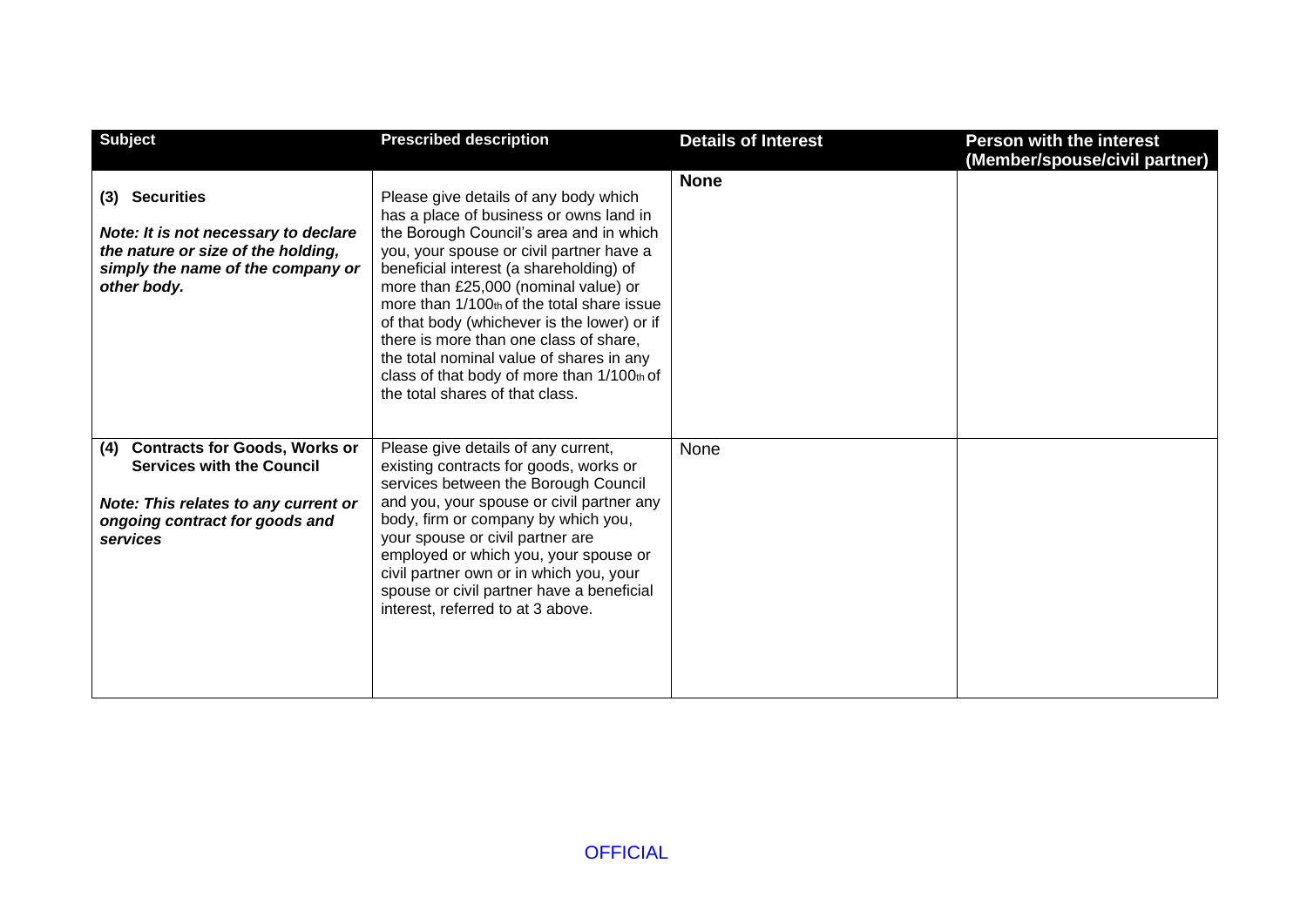| Subject | Prescribed description | Details of Interest | Person with the interest (Member/spouse/civil partner) |
|---|---|---|---|
| **(3) Securities**<br><br>***Note: It is not necessary to declare the nature or size of the holding, simply the name of the company or other body.*** | Please give details of any body which has a place of business or owns land in the Borough Council's area and in which you, your spouse or civil partner have a beneficial interest (a shareholding) of more than £25,000 (nominal value) or more than 1/100th of the total share issue of that body (whichever is the lower) or if there is more than one class of share, the total nominal value of shares in any class of that body of more than 1/100th of the total shares of that class. | **None** | |
| **(4) Contracts for Goods, Works or Services with the Council**<br><br>***Note: This relates to any current or ongoing contract for goods and services*** | Please give details of any current, existing contracts for goods, works or services between the Borough Council and you, your spouse or civil partner any body, firm or company by which you, your spouse or civil partner are employed or which you, your spouse or civil partner own or in which you, your spouse or civil partner have a beneficial interest, referred to at 3 above. | None | |

OFFICIAL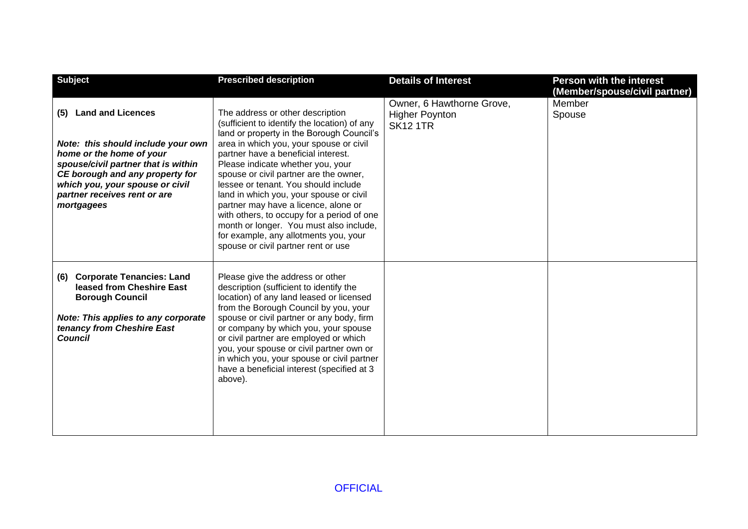| Subject | Prescribed description | Details of Interest | Person with the interest (Member/spouse/civil partner) |
|---|---|---|---|
| **(5) Land and Licences**<br><br>***Note: this should include your own home or the home of your spouse/civil partner that is within CE borough and any property for which you, your spouse or civil partner receives rent or are mortgagees*** | The address or other description (sufficient to identify the location) of any land or property in the Borough Council's area in which you, your spouse or civil partner have a beneficial interest. Please indicate whether you, your spouse or civil partner are the owner, lessee or tenant. You should include land in which you, your spouse or civil partner may have a licence, alone or with others, to occupy for a period of one month or longer. You must also include, for example, any allotments you, your spouse or civil partner rent or use | Owner, 6 Hawthorne Grove, Higher Poynton SK12 1TR | Member<br>Spouse |
| **(6) Corporate Tenancies: Land leased from Cheshire East Borough Council**<br><br>***Note: This applies to any corporate tenancy from Cheshire East Council*** | Please give the address or other description (sufficient to identify the location) of any land leased or licensed from the Borough Council by you, your spouse or civil partner or any body, firm or company by which you, your spouse or civil partner are employed or which you, your spouse or civil partner own or in which you, your spouse or civil partner have a beneficial interest (specified at 3 above). | | |

OFFICIAL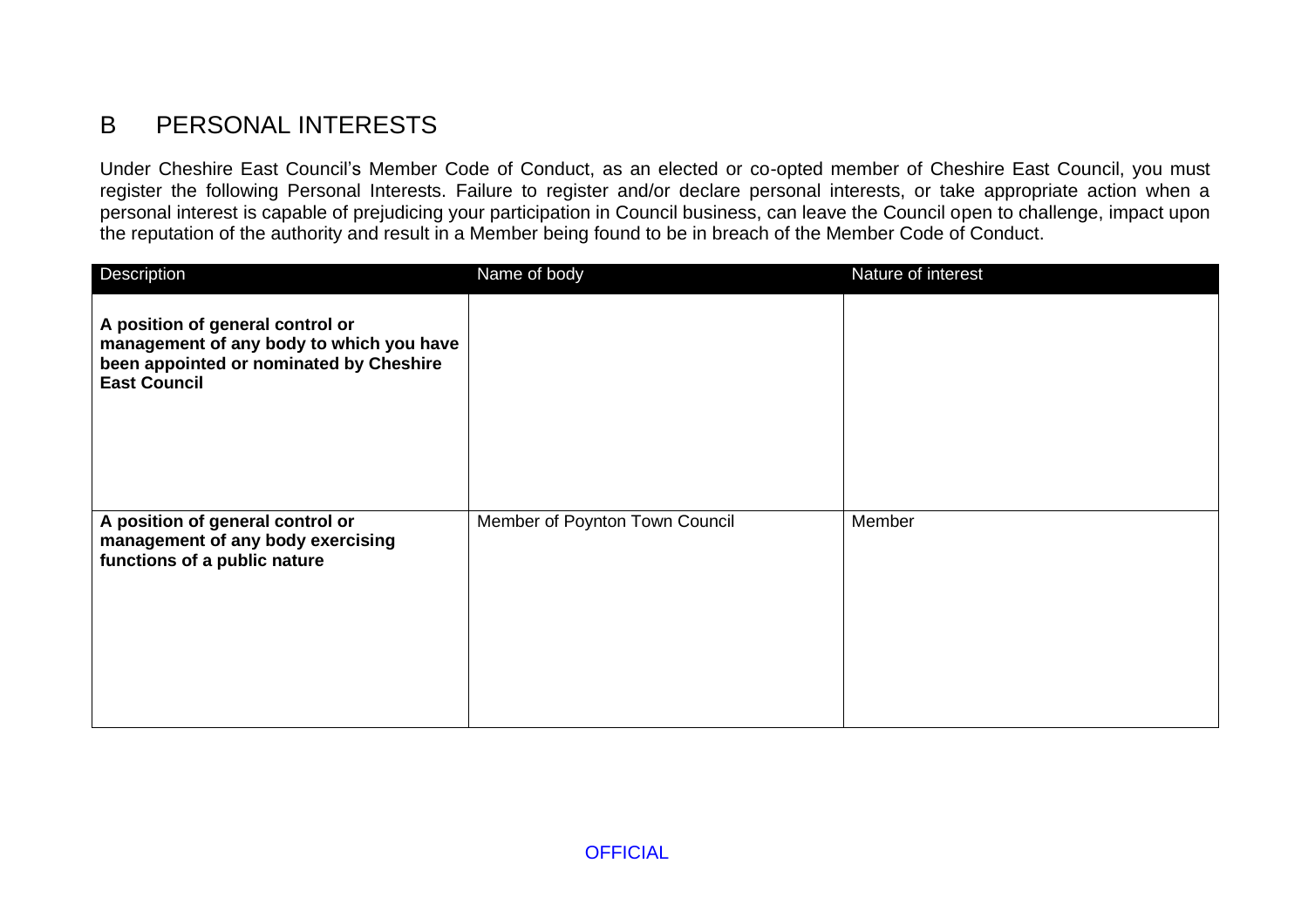## B PERSONAL INTERESTS

Under Cheshire East Council's Member Code of Conduct, as an elected or co-opted member of Cheshire East Council, you must register the following Personal Interests. Failure to register and/or declare personal interests, or take appropriate action when a personal interest is capable of prejudicing your participation in Council business, can leave the Council open to challenge, impact upon the reputation of the authority and result in a Member being found to be in breach of the Member Code of Conduct.

| Description | Name of body | Nature of interest |
| --- | --- | --- |
| **A position of general control or management of any body to which you have been appointed or nominated by Cheshire East Council** | | |
| **A position of general control or management of any body exercising functions of a public nature** | Member of Poynton Town Council | Member |

OFFICIAL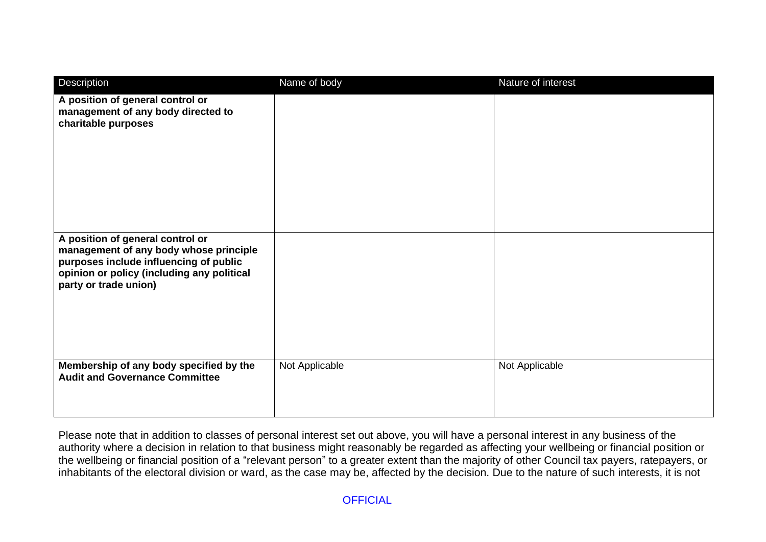| Description | Name of body | Nature of interest |
| --- | --- | --- |
| **A position of general control or management of any body directed to charitable purposes** | | |
| **A position of general control or management of any body whose principle purposes include influencing of public opinion or policy (including any political party or trade union)** | | |
| **Membership of any body specified by the Audit and Governance Committee** | Not Applicable | Not Applicable |

Please note that in addition to classes of personal interest set out above, you will have a personal interest in any business of the authority where a decision in relation to that business might reasonably be regarded as affecting your wellbeing or financial position or the wellbeing or financial position of a "relevant person" to a greater extent than the majority of other Council tax payers, ratepayers, or inhabitants of the electoral division or ward, as the case may be, affected by the decision. Due to the nature of such interests, it is not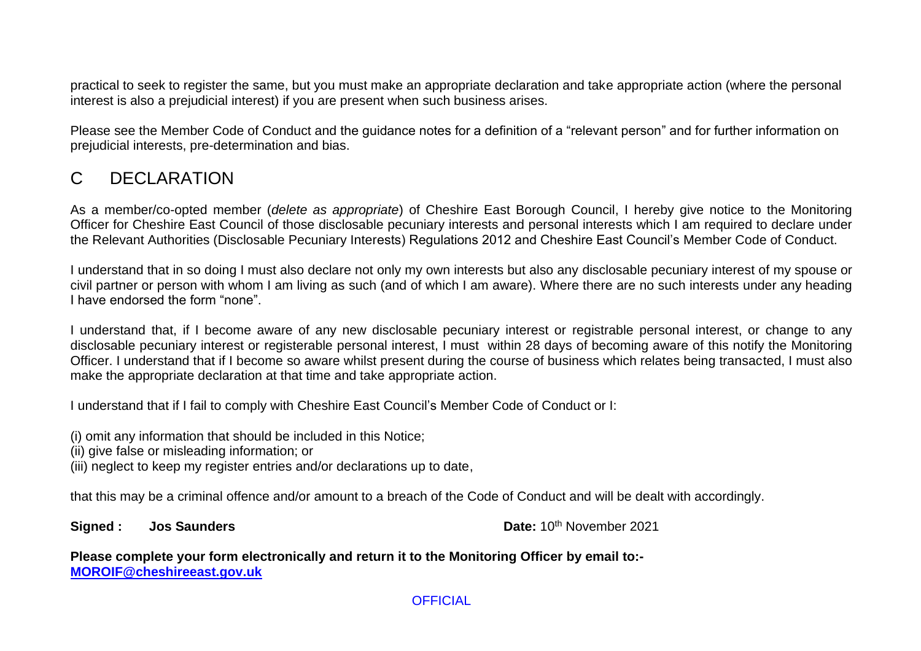practical to seek to register the same, but you must make an appropriate declaration and take appropriate action (where the personal interest is also a prejudicial interest) if you are present when such business arises.

Please see the Member Code of Conduct and the guidance notes for a definition of a "relevant person" and for further information on prejudicial interests, pre-determination and bias.

## C DECLARATION

As a member/co-opted member (*delete as appropriate*) of Cheshire East Borough Council, I hereby give notice to the Monitoring Officer for Cheshire East Council of those disclosable pecuniary interests and personal interests which I am required to declare under the Relevant Authorities (Disclosable Pecuniary Interests) Regulations 2012 and Cheshire East Council's Member Code of Conduct.

I understand that in so doing I must also declare not only my own interests but also any disclosable pecuniary interest of my spouse or civil partner or person with whom I am living as such (and of which I am aware). Where there are no such interests under any heading I have endorsed the form "none".

I understand that, if I become aware of any new disclosable pecuniary interest or registrable personal interest, or change to any disclosable pecuniary interest or registerable personal interest, I must within 28 days of becoming aware of this notify the Monitoring Officer. I understand that if I become so aware whilst present during the course of business which relates being transacted, I must also make the appropriate declaration at that time and take appropriate action.

I understand that if I fail to comply with Cheshire East Council's Member Code of Conduct or I:

(i) omit any information that should be included in this Notice;
(ii) give false or misleading information; or
(iii) neglect to keep my register entries and/or declarations up to date,

that this may be a criminal offence and/or amount to a breach of the Code of Conduct and will be dealt with accordingly.

**Signed : Jos Saunders** **Date:** 10th November 2021

**Please complete your form electronically and return it to the Monitoring Officer by email to:-**
**[MOROIF@cheshireeast.gov.uk](mailto:MOROIF@cheshireeast.gov.uk)**

OFFICIAL